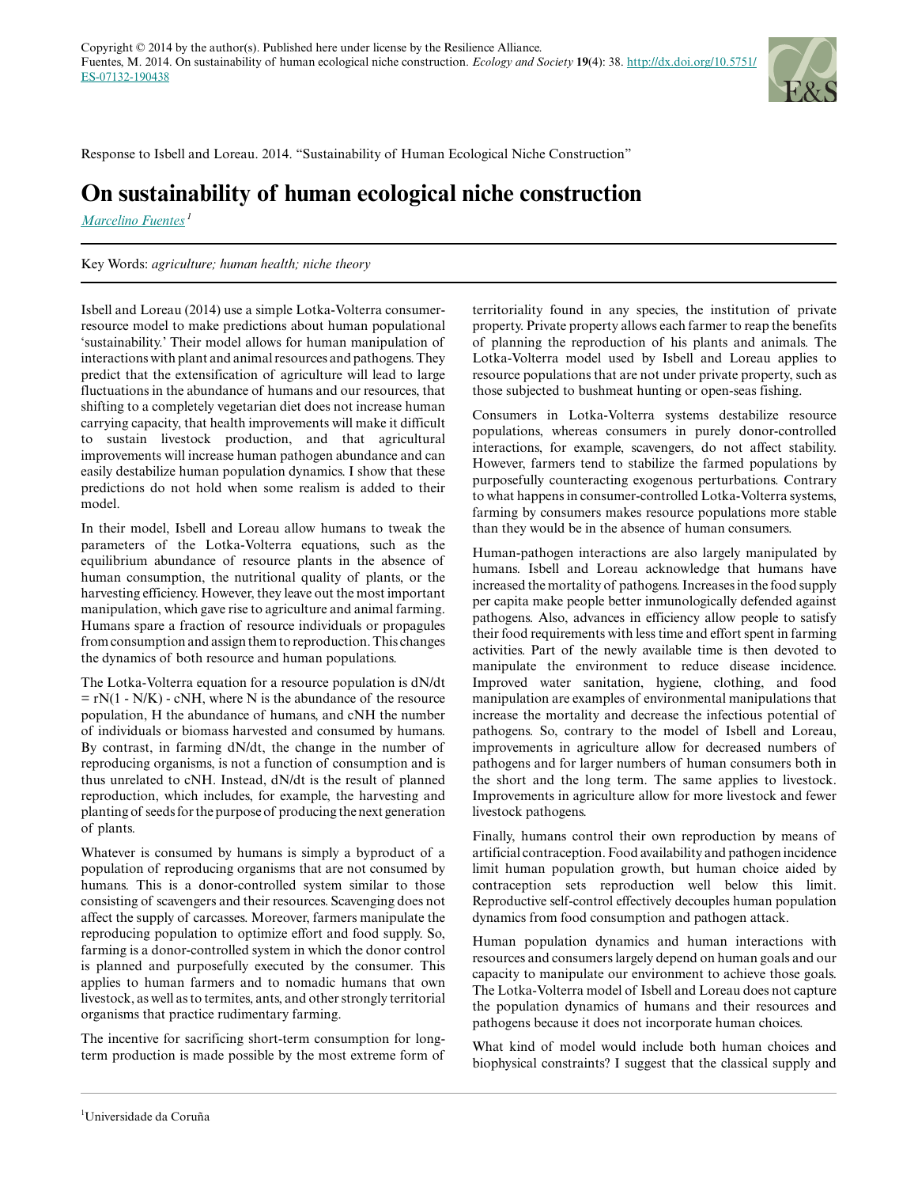Copyright © 2014 by the author(s). Published here under license by the Resilience Alliance.
Fuentes, M. 2014. On sustainability of human ecological niche construction. *Ecology and Society* **19**(4): 38. http://dx.doi.org/10.5751/ES-07132-190438

Response to Isbell and Loreau. 2014. "Sustainability of Human Ecological Niche Construction"

# On sustainability of human ecological niche construction

*Marcelino Fuentes* [1]

Key Words: *agriculture; human health; niche theory*

Isbell and Loreau (2014) use a simple Lotka-Volterra consumer-resource model to make predictions about human populational 'sustainability.' Their model allows for human manipulation of interactions with plant and animal resources and pathogens. They predict that the extensification of agriculture will lead to large fluctuations in the abundance of humans and our resources, that shifting to a completely vegetarian diet does not increase human carrying capacity, that health improvements will make it difficult to sustain livestock production, and that agricultural improvements will increase human pathogen abundance and can easily destabilize human population dynamics. I show that these predictions do not hold when some realism is added to their model.

In their model, Isbell and Loreau allow humans to tweak the parameters of the Lotka-Volterra equations, such as the equilibrium abundance of resource plants in the absence of human consumption, the nutritional quality of plants, or the harvesting efficiency. However, they leave out the most important manipulation, which gave rise to agriculture and animal farming. Humans spare a fraction of resource individuals or propagules from consumption and assign them to reproduction. This changes the dynamics of both resource and human populations.

The Lotka-Volterra equation for a resource population is $dN/dt = rN(1 - N/K) - cNH$, where N is the abundance of the resource population, H the abundance of humans, and cNH the number of individuals or biomass harvested and consumed by humans. By contrast, in farming dN/dt, the change in the number of reproducing organisms, is not a function of consumption and is thus unrelated to cNH. Instead, dN/dt is the result of planned reproduction, which includes, for example, the harvesting and planting of seeds for the purpose of producing the next generation of plants.

Whatever is consumed by humans is simply a byproduct of a population of reproducing organisms that are not consumed by humans. This is a donor-controlled system similar to those consisting of scavengers and their resources. Scavenging does not affect the supply of carcasses. Moreover, farmers manipulate the reproducing population to optimize effort and food supply. So, farming is a donor-controlled system in which the donor control is planned and purposefully executed by the consumer. This applies to human farmers and to nomadic humans that own livestock, as well as to termites, ants, and other strongly territorial organisms that practice rudimentary farming.

The incentive for sacrificing short-term consumption for long-term production is made possible by the most extreme form of territoriality found in any species, the institution of private property. Private property allows each farmer to reap the benefits of planning the reproduction of his plants and animals. The Lotka-Volterra model used by Isbell and Loreau applies to resource populations that are not under private property, such as those subjected to bushmeat hunting or open-seas fishing.

Consumers in Lotka-Volterra systems destabilize resource populations, whereas consumers in purely donor-controlled interactions, for example, scavengers, do not affect stability. However, farmers tend to stabilize the farmed populations by purposefully counteracting exogenous perturbations. Contrary to what happens in consumer-controlled Lotka-Volterra systems, farming by consumers makes resource populations more stable than they would be in the absence of human consumers.

Human-pathogen interactions are also largely manipulated by humans. Isbell and Loreau acknowledge that humans have increased the mortality of pathogens. Increases in the food supply per capita make people better inmunologically defended against pathogens. Also, advances in efficiency allow people to satisfy their food requirements with less time and effort spent in farming activities. Part of the newly available time is then devoted to manipulate the environment to reduce disease incidence. Improved water sanitation, hygiene, clothing, and food manipulation are examples of environmental manipulations that increase the mortality and decrease the infectious potential of pathogens. So, contrary to the model of Isbell and Loreau, improvements in agriculture allow for decreased numbers of pathogens and for larger numbers of human consumers both in the short and the long term. The same applies to livestock. Improvements in agriculture allow for more livestock and fewer livestock pathogens.

Finally, humans control their own reproduction by means of artificial contraception. Food availability and pathogen incidence limit human population growth, but human choice aided by contraception sets reproduction well below this limit. Reproductive self-control effectively decouples human population dynamics from food consumption and pathogen attack.

Human population dynamics and human interactions with resources and consumers largely depend on human goals and our capacity to manipulate our environment to achieve those goals. The Lotka-Volterra model of Isbell and Loreau does not capture the population dynamics of humans and their resources and pathogens because it does not incorporate human choices.

What kind of model would include both human choices and biophysical constraints? I suggest that the classical supply and

[1] Universidade da Coruña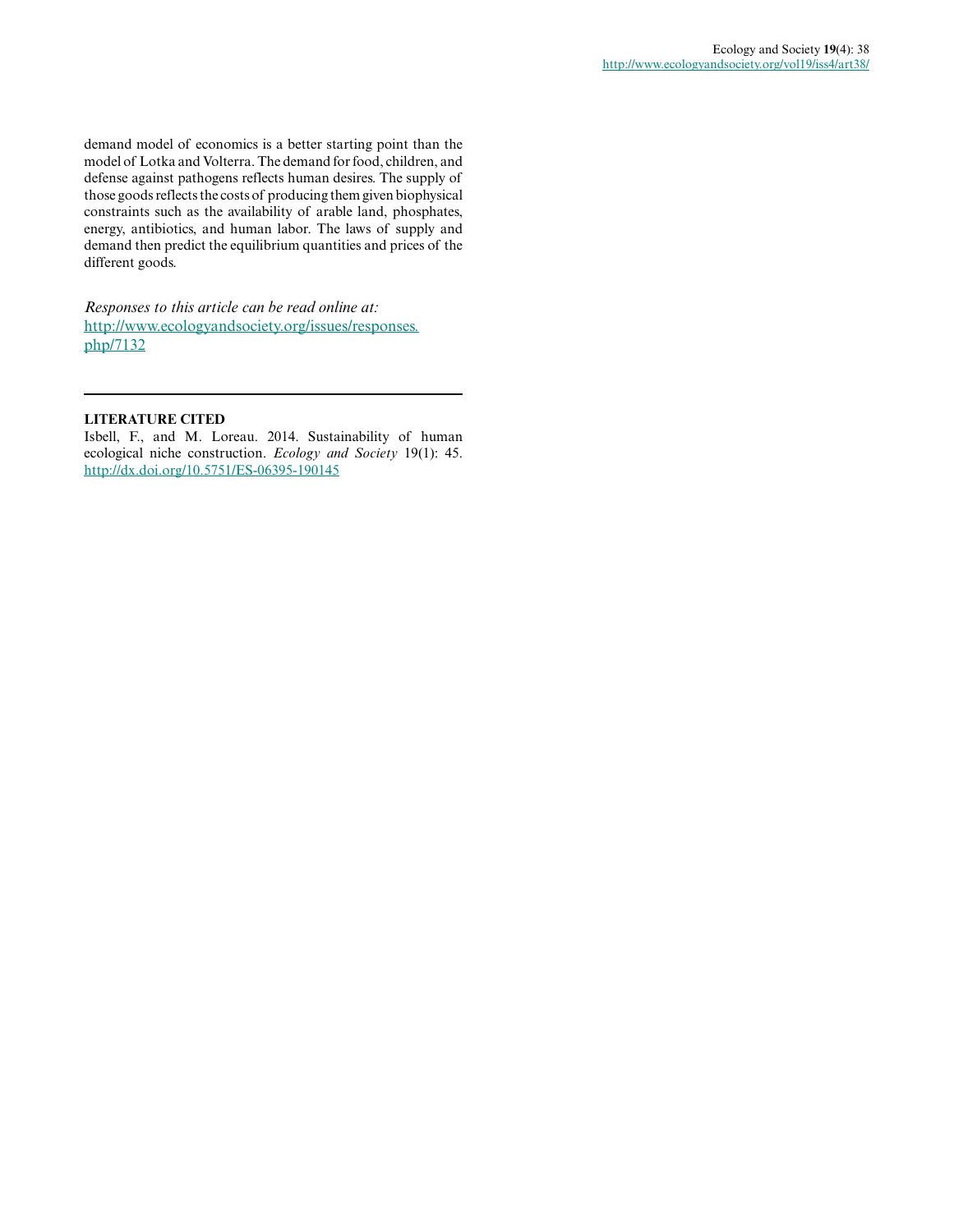demand model of economics is a better starting point than the model of Lotka and Volterra. The demand for food, children, and defense against pathogens reflects human desires. The supply of those goods reflects the costs of producing them given biophysical constraints such as the availability of arable land, phosphates, energy, antibiotics, and human labor. The laws of supply and demand then predict the equilibrium quantities and prices of the different goods.

*Responses to this article can be read online at:*
http://www.ecologyandsociety.org/issues/responses.php/7132

---

**LITERATURE CITED**

Isbell, F., and M. Loreau. 2014. Sustainability of human ecological niche construction. *Ecology and Society* 19(1): 45. http://dx.doi.org/10.5751/ES-06395-190145